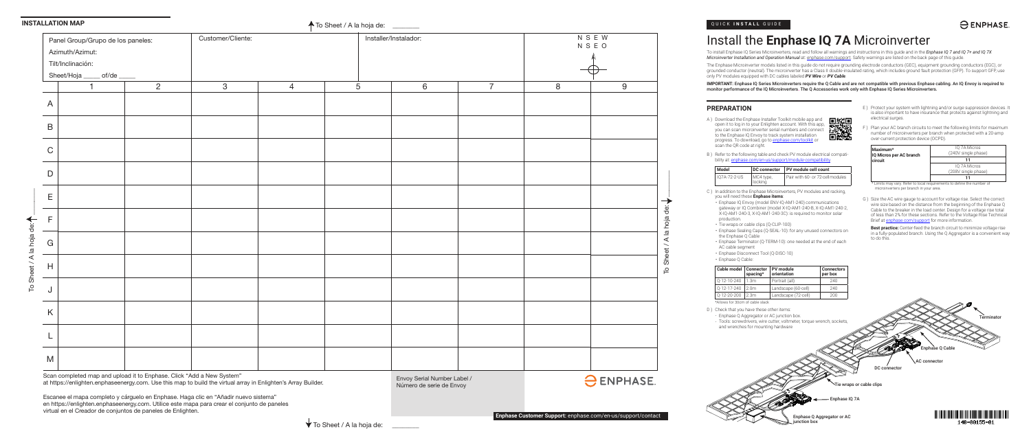## INSTALLATION MAP

To Sheet / A la hoja de: ________

| Panel Group/Grupo de los paneles: | | Customer/Cliente: | | Installer/Instalador: | | | N S E W / N S E O | |
|---|---|---|---|---|---|---|---|---|
| Azimuth/Azimut: | | | | | | | | |
| Tilt/Inclinación: | | | | | | | | |
| Sheet/Hoja _____ of/de _____ | | | | | | | | |

| | 1 | 2 | 3 | 4 | 5 | 6 | 7 | 8 | 9 |
|---|---|---|---|---|---|---|---|---|---|
| A | | | | | | | | | |
| B | | | | | | | | | |
| C | | | | | | | | | |
| D | | | | | | | | | |
| E | | | | | | | | | |
| F | | | | | | | | | |
| G | | | | | | | | | |
| H | | | | | | | | | |
| J | | | | | | | | | |
| K | | | | | | | | | |
| L | | | | | | | | | |
| M | | | | | | | | | |

To Sheet / A la hoja de: ________

Scan completed map and upload it to Enphase. Click "Add a New System" at https://enlighten.enphaseenergy.com. Use this map to build the virtual array in Enlighten's Array Builder.

Escanee el mapa completo y cárguelo en Enphase. Haga clic en "Añadir nuevo sistema" en https://enlighten.enphaseenergy.com. Utilice este mapa para crear el conjunto de paneles virtual en el Creador de conjuntos de paneles de Enlighten.

Envoy Serial Number Label / Número de serie de Envoy

ENPHASE.

To Sheet / A la hoja de: ________

QUICK INSTALL GUIDE

# Install the Enphase IQ 7A Microinverter

To install Enphase IQ Series Microinverters, read and follow all warnings and instructions in this guide and in the *Enphase IQ 7 and IQ 7+ and IQ 7X Microinverter Installation and Operation Manual* at: enphase.com/support. Safety warnings are listed on the back page of this guide.

The Enphase Microinverter models listed in this guide do not require grounding electrode conductors (GEC), equipment grounding conductors (EGC), or grounded conductor (neutral). The microinverter has a Class II double-insulated rating, which includes ground fault protection (GFP). To support GFP, use only PV modules equipped with DC cables labeled ***PV Wire*** or ***PV Cable***.

**IMPORTANT: Enphase IQ Series Microinverters require the Q Cable and are not compatible with previous Enphase cabling. An IQ Envoy is required to monitor performance of the IQ Microinverters. The Q Accessories work only with Enphase IQ Series Microinverters.**

## PREPARATION

A ) Download the Enphase Installer Toolkit mobile app and open it to log in to your Enlighten account. With this app, you can scan microinverter serial numbers and connect to the Enphase IQ Envoy to track system installation progress. To download, go to enphase.com/toolkit or scan the QR code at right.

B ) Refer to the following table and check PV module electrical compatibility at: enphase.com/en-us/support/module-compatibility.

| Model | DC connector | PV module cell count |
|---|---|---|
| IQ7A-72-2-US | MC4 type, locking | Pair with 60- or 72-cell modules |

C ) In addition to the Enphase Microinverters, PV modules and racking, you will need these **Enphase items**:

- Enphase IQ Envoy (model ENV-IQ-AM1-240) communications gateway or IQ Combiner (model X-IQ-AM1-240-B, X-IQ-AM1-240-2, X-IQ-AM1-240-3, X-IQ-AM1-240-3C): is required to monitor solar production.
- Tie wraps or cable clips (Q-CLIP-100)
- Enphase Sealing Caps (Q-SEAL-10): for any unused connectors on the Enphase Q Cable
- Enphase Terminator (Q-TERM-10): one needed at the end of each AC cable segment
- Enphase Disconnect Tool (Q-DISC-10)
- Enphase Q Cable:

| Cable model | Connector spacing* | PV module orientation | Connectors per box |
|---|---|---|---|
| Q-12-10-240 | 1.3m | Portrait (all) | 240 |
| Q-12-17-240 | 2.0m | Landscape (60-cell) | 240 |
| Q-12-20-200 | 2.3m | Landscape (72-cell) | 200 |

*Allows for 30cm of cable slack.

D ) Check that you have these other items:

- Enphase Q Aggregator or AC junction box
- Tools: screwdrivers, wire cutter, voltmeter, torque wrench, sockets, and wrenches for mounting hardware

E ) Protect your system with lightning and/or surge suppression devices. It is also important to have insurance that protects against lightning and electrical surges.

F ) Plan your AC branch circuits to meet the following limits for maximum number of microinverters per branch when protected with a 20-amp over-current protection device (OCPD).

| Maximum* IQ Micros per AC branch circuit | IQ 7A Micros (240V single phase) |
|---|---|
| | 11 |
| | IQ 7A Micros (208V single phase) |
| | 11 |

* Limits may vary. Refer to local requirements to define the number of microinverters per branch in your area.

G ) Size the AC wire gauge to account for voltage rise. Select the correct wire size based on the distance from the beginning of the Enphase Q Cable to the breaker in the load center. Design for a voltage rise total of less than 2% for these sections. Refer to the Voltage Rise Technical Brief at enphase.com/support for more information.

**Best practice:** Center-feed the branch circuit to minimize voltage rise in a fully-populated branch. Using the Q Aggregator is a convenient way to do this.

Terminator

Enphase Q Cable

AC connector

DC connector

Tie wraps or cable clips

Enphase IQ 7A

Enphase Q Aggregator or AC junction box

**Enphase Customer Support:** enphase.com/en-us/support/contact

140-00155-01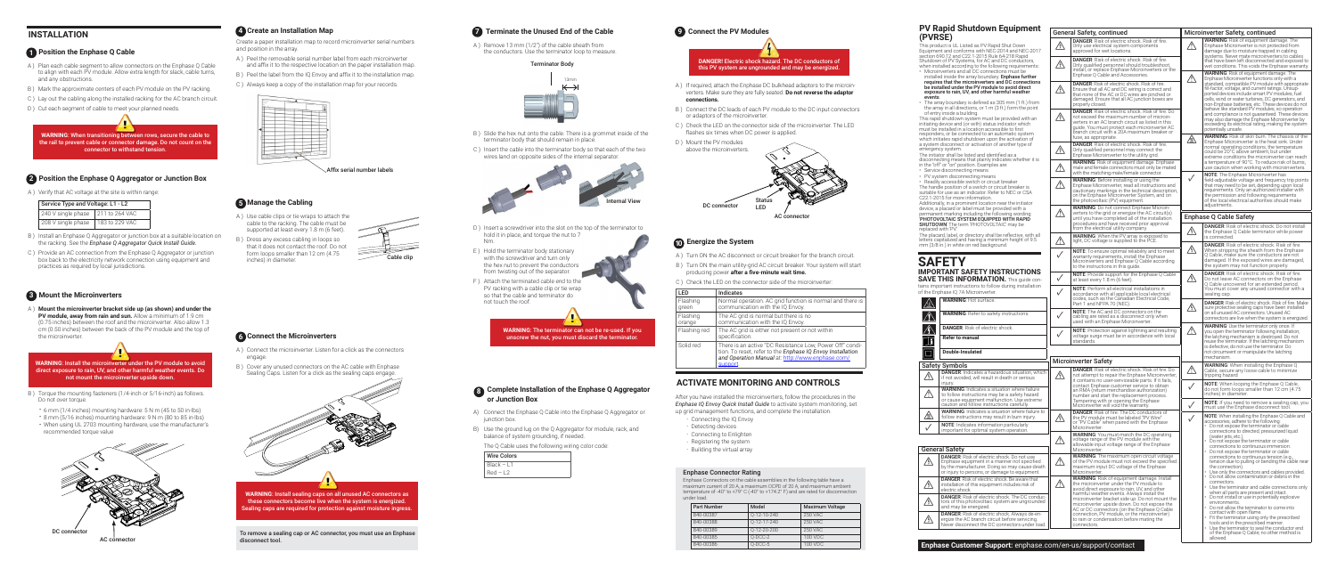# INSTALLATION

## 1 Position the Enphase Q Cable

A ) Plan each cable segment to allow connectors on the Enphase Q Cable to align with each PV module. Allow extra length for slack, cable turns, and any obstructions.

B ) Mark the approximate centers of each PV module on the PV racking.

C ) Lay out the cabling along the installed racking for the AC branch circuit.

D ) Cut each segment of cable to meet your planned needs.

**WARNING: When transitioning between rows, secure the cable to the rail to prevent cable or connector damage. Do not count on the connector to withstand tension.**

## 2 Position the Enphase Q Aggregator or Junction Box

A ) Verify that AC voltage at the site is within range:

| Service Type and Voltage: L1 - L2 | |
|---|---|
| 240 V single phase | 211 to 264 VAC |
| 208 V single phase | 183 to 229 VAC |

B ) Install an Enphase Q Aggregator or junction box at a suitable location on the racking. See the *Enphase Q Aggregator Quick Install Guide*.

C ) Provide an AC connection from the Enphase Q Aggregator or junction box back to the electricity network connection using equipment and practices as required by local jurisdictions.

## 3 Mount the Microinverters

A ) **Mount the microinverter bracket side up (as shown) and under the PV module, away from rain and sun.** Allow a minimum of 1.9 cm (0.75 inches) between the roof and the microinverter. Also allow 1.3 cm (0.50 inches) between the back of the PV module and the top of the microinverter.

**WARNING: Install the microinverter under the PV module to avoid direct exposure to rain, UV, and other harmful weather events. Do not mount the microinverter upside down.**

B ) Torque the mounting fasteners (1/4-inch or 5/16-inch) as follows. Do not over torque.

- 6 mm (1/4 inches) mounting hardware: 5 N m (45 to 50 in-lbs)
- 8 mm (5/16 inches) mounting hardware: 9 N m (80 to 85 in-lbs)
- When using UL 2703 mounting hardware, use the manufacturer's recommended torque value

## 4 Create an Installation Map

Create a paper installation map to record microinverter serial numbers and position in the array.

A ) Peel the removable serial number label from each microinverter and affix it to the respective location on the paper installation map.

B ) Peel the label from the IQ Envoy and affix it to the installation map.

C ) Always keep a copy of the installation map for your records.

Affix serial number labels

## 5 Manage the Cabling

A ) Use cable clips or tie wraps to attach the cable to the racking. The cable must be supported at least every 1.8 m (6 feet).

B ) Dress any excess cabling in loops so that it does not contact the roof. Do not form loops smaller than 12 cm (4.75 inches) in diameter.

Cable clip

## 6 Connect the Microinverters

A ) Connect the microinverter. Listen for a click as the connectors engage.

B ) Cover any unused connectors on the AC cable with Enphase Sealing Caps. Listen for a click as the sealing caps engage.

DC connector

AC connector

**WARNING: Install sealing caps on all unused AC connectors as these connectors become live when the system is energized. Sealing caps are required for protection against moisture ingress.**

**To remove a sealing cap or AC connector, you must use an Enphase disconnect tool.**

## 7 Terminate the Unused End of the Cable

A ) Remove 13 mm (1/2") of the cable sheath from the conductors. Use the terminator loop to measure.

Terminator Body

13mm

B ) Slide the hex nut onto the cable. There is a grommet inside of the terminator body that should remain in place.

C ) Insert the cable into the terminator body so that each of the two wires land on opposite sides of the internal separator.

Internal View

D ) Insert a screwdriver into the slot on the top of the terminator to hold it in place, and torque the nut to 7 Nm.

E ) Hold the terminator body stationary with the screwdriver and turn only the hex nut to prevent the conductors from twisting out of the separator.

F ) Attach the terminated cable end to the PV racking with a cable clip or tie wrap so that the cable and terminator do not touch the roof.

**WARNING: The terminator can not be re-used. If you unscrew the nut, you must discard the terminator.**

## 8 Complete Installation of the Enphase Q Aggregator or Junction Box

A ) Connect the Enphase Q Cable into the Enphase Q Aggregator or junction box.

B) Use the ground lug on the Q Aggregator for module, rack, and balance of system grounding, if needed.

The Q Cable uses the following wiring color code:

| Wire Colors |
|---|
| Black – L1 |
| Red – L2 |

## 9 Connect the PV Modules

**DANGER! Electric shock hazard. The DC conductors of this PV system are ungrounded and may be energized.**

A ) If required, attach the Enphase DC bulkhead adaptors to the microinverters. Make sure they are fully seated. **Do not reverse the adaptor connections.**

B ) Connect the DC leads of each PV module to the DC input connectors or adaptors of the microinverter.

C ) Check the LED on the connector side of the microinverter. The LED flashes six times when DC power is applied.

D ) Mount the PV modules above the microinverters.

DC connector

Status LED

AC connector

## 10 Energize the System

A ) Turn ON the AC disconnect or circuit breaker for the branch circuit.

B ) Turn ON the main utility-grid AC circuit breaker. Your system will start producing power **after a five-minute wait time.**

C ) Check the LED on the connector side of the microinverter:

| LED | Indicates |
|---|---|
| Flashing green | Normal operation. AC grid function is normal and there is communication with the IQ Envoy. |
| Flashing orange | The AC grid is normal but there is no communication with the IQ Envoy. |
| Flashing red | The AC grid is either not present or not within specification. |
| Solid red | There is an active "DC Resistance Low, Power Off" condition. To reset, refer to the *Enphase IQ Envoy Installation and Operation Manual* at: http://www.enphase.com/support |

## ACTIVATE MONITORING AND CONTROLS

After you have installed the microinverters, follow the procedures in the *Enphase IQ Envoy Quick Install Guide* to activate system monitoring, set up grid management functions, and complete the installation.

- Connecting the IQ Envoy
- Detecting devices
- Connecting to Enlighten
- Registering the system
- Building the virtual array

### Enphase Connector Rating

Enphase Connectors on the cable assemblies in the following table have a maximum current of 20 A, a maximum OCPD of 20 A, and maximum ambient temperature of -40° to +79° C (-40° to +174.2° F) and are rated for disconnection under load.

| Part Number | Model | Maximum Voltage |
|---|---|---|
| 840-00387 | Q-12-10-240 | 250 VAC |
| 840-00388 | Q-12-17-240 | 250 VAC |
| 840-00389 | Q-12-20-200 | 250 VAC |
| 840-00385 | Q-DCC-2 | 100 VDC |
| 840-00386 | Q-DCC-5 | 100 VDC |

## PV Rapid Shutdown Equipment (PVRSE)

This product is UL Listed as PV Rapid Shut Down Equipment and conforms with NEC-2014 and NEC-2017 section 690.12 and C22.1-2015 Rule 64-218 Rapid Shutdown of PV Systems, for AC and DC conductors, when installed according to the following requirements:

- Microinverters and all DC connections must be installed inside the array boundary. **Enphase further requires that the microinverters and DC connections be installed under the PV module to avoid direct exposure to rain, UV, and other harmful weather events.**
- The array boundary is defined as 305 mm (1 ft.) from the array in all directions, or 1 m (3 ft.) from the point of entry inside a building.

This rapid shutdown system must be provided with an initiating device and (or with) status indicator which must be installed in a location accessible to first responders, or be connected to an automatic system which initiates rapid shutdown upon the activation of a system disconnect or activation of another type of emergency system.

The initiator shall be listed and identified as a disconnecting means that plainly indicates whether it is in the "off" or "on" position. Examples are:

- Service disconnecting means
- PV system disconnecting means
- Readily accessible switch or circuit breaker

The handle position of a switch or circuit breaker is suitable for use as an indicator. Refer to NEC or CSA C22.1-2015 for more information.

Additionally, in a prominent location near the initiator device, a placard or label must be provided with a permanent marking including the following wording: **'PHOTOVOLTAIC SYSTEM EQUIPPED WITH RAPID SHUTDOWN'** The term 'PHOTOVOLTAIC' may be replaced with 'PV.'

The placard, label, or directory shall be reflective, with all letters capitalized and having a minimum height of 9.5 mm (3/8 in.) in white on red background.

# SAFETY

## IMPORTANT SAFETY INSTRUCTIONS SAVE THIS INFORMATION.

This guide contains important instructions to follow during installation of the Enphase IQ 7A Microinverter.

| Symbol | Meaning |
|---|---|
| ⚠ | **WARNING:** Hot surface. |
| ⚠ | **WARNING:** Refer to safety instructions. |
| ⚠ | **DANGER:** Risk of electric shock. |
| 📖 | **Refer to manual** |
| ☐ | **Double-Insulated** |

### Safety Symbols

| Symbol | Meaning |
|---|---|
| ⚠ | **DANGER:** Indicates a hazardous situation, which if not avoided, will result in death or serious injury. |
| ⚠ | **WARNING:** Indicates a situation where failure to follow instructions may be a safety hazard or cause equipment malfunction. Use extreme caution and follow instructions carefully. |
| ⚠ | **WARNING:** Indicates a situation where failure to follow instructions may result in burn injury. |
| ✓ | **NOTE:** Indicates information particularly important for optimal system operation. |

### General Safety

| Symbol | Meaning |
|---|---|
| ⚠ | **DANGER:** Risk of electric shock. Do not use Enphase equipment in a manner not specified by the manufacturer. Doing so may cause death or injury to persons, or damage to equipment. |
| ⚠ | **DANGER:** Risk of electric shock. Be aware that installation of this equipment includes risk of electric shock. |
| ⚠ | **DANGER:** Risk of electric shock. The DC conductors of this photovoltaic system are ungrounded and may be energized. |
| ⚠ | **DANGER:** Risk of electric shock. Always de-energize the AC branch circuit before servicing. Never disconnect the DC connectors under load. |

### General Safety, continued

| Symbol | Meaning |
|---|---|
| ⚠ | **DANGER:** Risk of electric shock. Risk of fire. Only use electrical system components approved for wet locations. |
| ⚠ | **DANGER:** Risk of electric shock. Risk of fire. Only qualified personnel should troubleshoot, install, or replace Enphase Microinverters or the Enphase Q Cable and Accessories. |
| ⚠ | **DANGER:** Risk of electric shock. Risk of fire. Ensure that all AC and DC wiring is correct and that none of the AC or DC wires are pinched or damaged. Ensure that all AC junction boxes are properly closed. |
| ⚠ | **DANGER:** Risk of electric shock. Risk of fire. Do not exceed the maximum number of microinverters in an AC branch circuit as listed in this guide. You must protect each microinverter AC branch circuit with a 20A maximum breaker or fuse, as appropriate. |
| ⚠ | **DANGER:** Risk of electric shock. Risk of fire. Only qualified personnel may connect the Enphase Microinverter to the utility grid. |
| ⚠ | **WARNING:** Risk of equipment damage. Enphase male and female connectors must only be mated with the matching male/female connector. |
| ⚠ | **WARNING:** Before installing or using the Enphase Microinverter, read all instructions and cautionary markings in the technical description, on the Enphase Microinverter System, and on the photovoltaic (PV) equipment. |
| ⚠ | **WARNING:** Do not connect Enphase Microinverters to the grid or energize the AC circuit(s) until you have completed all of the installation procedures and have received prior approval from the electrical utility company. |
| ⚠ | **WARNING:** When the PV array is exposed to light, DC voltage is supplied to the PCE. |
| ✓ | **NOTE:** To ensure optimal reliability and to meet warranty requirements, install the Enphase Microinverters and Enphase Q Cable according to the instructions in this guide. |
| ✓ | **NOTE:** Provide support for the Enphase Q Cable at least every 1.8 m (6 feet). |
| ✓ | **NOTE:** Perform all electrical installations in accordance with all applicable local electrical codes, such as the Canadian Electrical Code, Part 1 and NFPA 70 (NEC). |
| ✓ | **NOTE:** The AC and DC connectors on the cabling are rated as a disconnect only when used with an Enphase Microinverter. |
| ✓ | **NOTE:** Protection against lightning and resulting voltage surge must be in accordance with local standards. |

### Microinverter Safety

| Symbol | Meaning |
|---|---|
| ⚠ | **DANGER:** Risk of electric shock. Risk of fire. Do not attempt to repair the Enphase Microinverter; it contains no user-serviceable parts. If it fails, contact Enphase customer service to obtain an RMA (return merchandise authorization) number and start the replacement process. Tampering with or opening the Enphase Microinverter will void the warranty. |
| ⚠ | **DANGER:** Risk of fire. The DC conductors of the PV module must be labeled "PV Wire" or "PV Cable" when paired with the Enphase Microinverter. |
| ⚠ | **WARNING:** You must match the DC operating voltage range of the PV module with the allowable input voltage range of the Enphase Microinverter. |
| ⚠ | **WARNING:** The maximum open circuit voltage of the PV module must not exceed the specified maximum input DC voltage of the Enphase Microinverter. |
| ⚠ | **WARNING:** Risk of equipment damage. Install the microinverter under the PV module to avoid direct exposure to rain, UV, and other harmful weather events. Always install the microinverter bracket side up. Do not mount the microinverter upside down. Do not expose the AC or DC connectors (on the Enphase Q Cable connection, PV module, or the microinverter) to rain or condensation before mating the connectors. |

### Microinverter Safety, continued

| Symbol | Meaning |
|---|---|
| ⚠ | **WARNING:** Risk of equipment damage. The Enphase Microinverter is not protected from damage due to moisture trapped in cabling systems. Never mate microinverters to cables that have been left disconnected and exposed to wet conditions. This voids the Enphase warranty. |
| ⚠ | **WARNING:** Risk of equipment damage. The Enphase Microinverter functions only with a standard, compatible PV module with appropriate fill-factor, voltage, and current ratings. Unsupported devices include smart PV modules, fuel cells, wind or water turbines, DC generators, and non-Enphase batteries, etc. These devices do not behave like standard PV modules, so operation and compliance is not guaranteed. These devices may also damage the Enphase Microinverter by exceeding its electrical rating, making the system potentially unsafe. |
| ⚠ | **WARNING:** Risk of skin burn. The chassis of the Enphase Microinverter is the heat sink. Under normal operating conditions, the temperature could be 20°C above ambient, but under extreme conditions the microinverter can reach a temperature of 90°C. To reduce risk of burns, use caution when working with microinverters. |
| ✓ | **NOTE:** The Enphase Microinverter has field-adjustable voltage and frequency trip points that may need to be set, depending upon local requirements. Only an authorized installer with the permission and following requirements of the local electrical authorities should make adjustments. |

### Enphase Q Cable Safety

| Symbol | Meaning |
|---|---|
| ⚠ | **DANGER:** Risk of electric shock. Do not install the Enphase Q Cable terminator while power is connected. |
| ⚠ | **DANGER:** Risk of electric shock. Risk of fire. When stripping the sheath from the Enphase Q Cable, make sure the conductors are not damaged. If the exposed wires are damaged, the system may not function properly. |
| ⚠ | **DANGER:** Risk of electric shock. Risk of fire. Do not leave AC connectors on the Enphase Q Cable uncovered for an extended period. You must cover any unused connector with a sealing cap. |
| ⚠ | **DANGER:** Risk of electric shock. Risk of fire. Make sure protective sealing caps have been installed on all unused AC connectors. Unused AC connectors are live when the system is energized. |
| ⚠ | **WARNING:** Use the terminator only once. If you open the terminator following installation, the latching mechanism is destroyed. Do not reuse the terminator. If the latching mechanism is defective, do not use the terminator. Do not circumvent or manipulate the latching mechanism. |
| ⚠ | **WARNING:** When installing the Enphase Q Cable, secure any loose cable to minimize tripping hazard. |
| ✓ | **NOTE:** When looping the Enphase Q Cable, do not form loops smaller than 12 cm (4.75 inches) in diameter. |
| ✓ | **NOTE:** If you need to remove a sealing cap, you must use the Enphase disconnect tool. |
| ✓ | **NOTE:** When installing the Enphase Q Cable and accessories, adhere to the following:<br>• Do not expose the terminator or cable connections to directed, pressurized liquid (water jets, etc.).<br>• Do not expose the terminator or cable connections to continuous immersion.<br>• Do not expose the terminator or cable connections to continuous tension (e.g., tension due to pulling or bending the cable near the connection).<br>• Use only the connectors and cables provided.<br>• Do not allow contamination or debris in the connectors.<br>• Use the terminator and cable connections only when all parts are present and intact.<br>• Do not install or use in potentially explosive environments.<br>• Do not allow the terminator to come into contact with open flame.<br>• Fit the terminator using only the prescribed tools and in the prescribed manner.<br>• Use the terminator to seal the conductor end of the Enphase Q Cable; no other method is allowed. |

**Enphase Customer Support:** enphase.com/en-us/support/contact